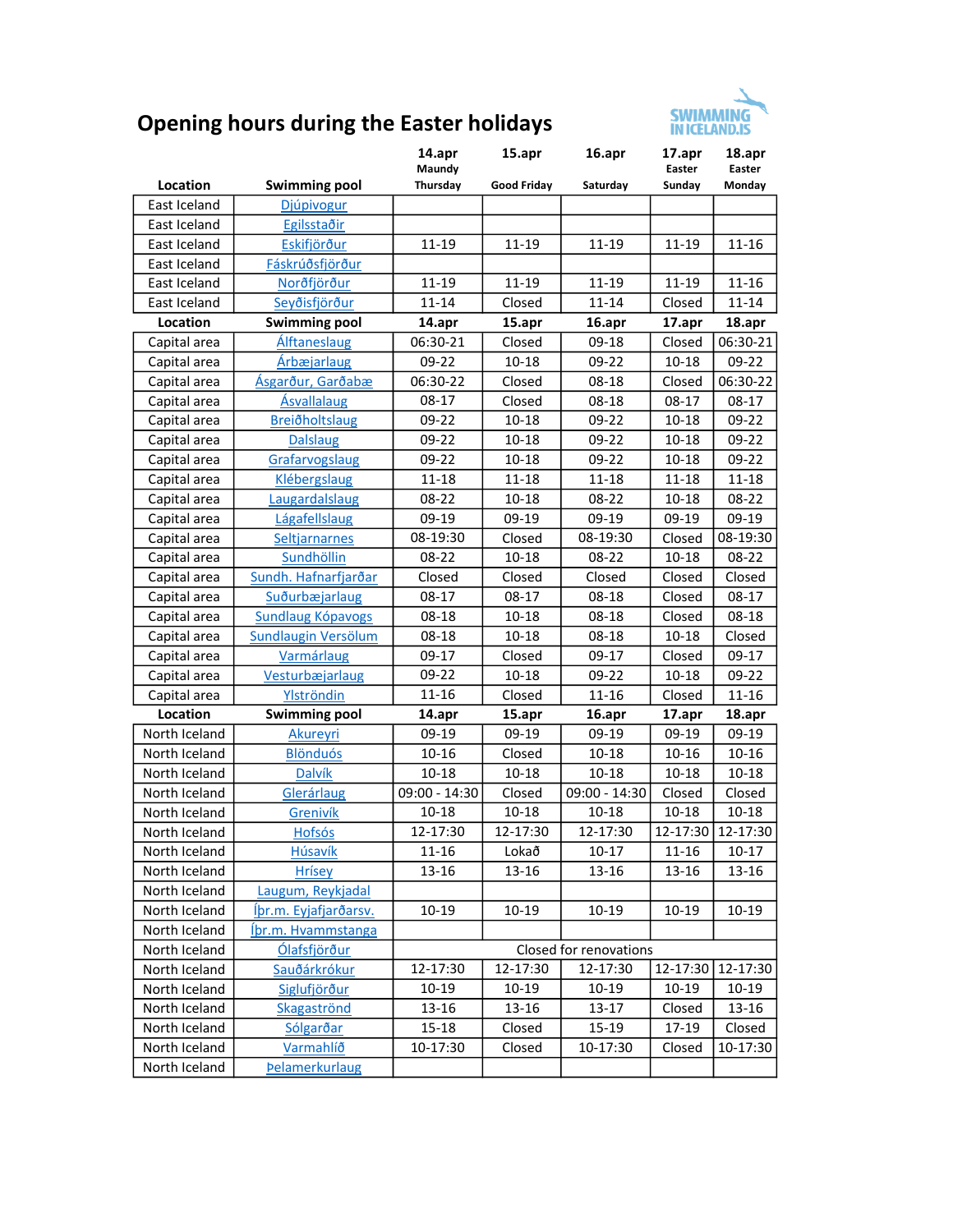# Opening hours during the Easter holidays

SWIMMING IN ICELAND.IS

| Location | Swimming pool | 14.apr Maundy Thursday | 15.apr Good Friday | 16.apr Saturday | 17.apr Easter Sunday | 18.apr Easter Monday |
|---|---|---|---|---|---|---|
| East Iceland | Djúpivogur | | | | | |
| East Iceland | Egilsstaðir | | | | | |
| East Iceland | Eskifjörður | 11-19 | 11-19 | 11-19 | 11-19 | 11-16 |
| East Iceland | Fáskrúðsfjörður | | | | | |
| East Iceland | Norðfjörður | 11-19 | 11-19 | 11-19 | 11-19 | 11-16 |
| East Iceland | Seyðisfjörður | 11-14 | Closed | 11-14 | Closed | 11-14 |
| **Location** | **Swimming pool** | **14.apr** | **15.apr** | **16.apr** | **17.apr** | **18.apr** |
| Capital area | Álftaneslaug | 06:30-21 | Closed | 09-18 | Closed | 06:30-21 |
| Capital area | Árbæjarlaug | 09-22 | 10-18 | 09-22 | 10-18 | 09-22 |
| Capital area | Ásgarður, Garðabæ | 06:30-22 | Closed | 08-18 | Closed | 06:30-22 |
| Capital area | Ásvallalaug | 08-17 | Closed | 08-18 | 08-17 | 08-17 |
| Capital area | Breiðholtslaug | 09-22 | 10-18 | 09-22 | 10-18 | 09-22 |
| Capital area | Dalslaug | 09-22 | 10-18 | 09-22 | 10-18 | 09-22 |
| Capital area | Grafarvogslaug | 09-22 | 10-18 | 09-22 | 10-18 | 09-22 |
| Capital area | Klébergslaug | 11-18 | 11-18 | 11-18 | 11-18 | 11-18 |
| Capital area | Laugardalslaug | 08-22 | 10-18 | 08-22 | 10-18 | 08-22 |
| Capital area | Lágafellslaug | 09-19 | 09-19 | 09-19 | 09-19 | 09-19 |
| Capital area | Seltjarnarnes | 08-19:30 | Closed | 08-19:30 | Closed | 08-19:30 |
| Capital area | Sundhöllin | 08-22 | 10-18 | 08-22 | 10-18 | 08-22 |
| Capital area | Sundh. Hafnarfjarðar | Closed | Closed | Closed | Closed | Closed |
| Capital area | Suðurbæjarlaug | 08-17 | 08-17 | 08-18 | Closed | 08-17 |
| Capital area | Sundlaug Kópavogs | 08-18 | 10-18 | 08-18 | Closed | 08-18 |
| Capital area | Sundlaugin Versölum | 08-18 | 10-18 | 08-18 | 10-18 | Closed |
| Capital area | Varmárlaug | 09-17 | Closed | 09-17 | Closed | 09-17 |
| Capital area | Vesturbæjarlaug | 09-22 | 10-18 | 09-22 | 10-18 | 09-22 |
| Capital area | Ylströndin | 11-16 | Closed | 11-16 | Closed | 11-16 |
| **Location** | **Swimming pool** | **14.apr** | **15.apr** | **16.apr** | **17.apr** | **18.apr** |
| North Iceland | Akureyri | 09-19 | 09-19 | 09-19 | 09-19 | 09-19 |
| North Iceland | Blönduós | 10-16 | Closed | 10-18 | 10-16 | 10-16 |
| North Iceland | Dalvík | 10-18 | 10-18 | 10-18 | 10-18 | 10-18 |
| North Iceland | Glerárlaug | 09:00 - 14:30 | Closed | 09:00 - 14:30 | Closed | Closed |
| North Iceland | Grenivík | 10-18 | 10-18 | 10-18 | 10-18 | 10-18 |
| North Iceland | Hofsós | 12-17:30 | 12-17:30 | 12-17:30 | 12-17:30 | 12-17:30 |
| North Iceland | Húsavík | 11-16 | Lokað | 10-17 | 11-16 | 10-17 |
| North Iceland | Hrísey | 13-16 | 13-16 | 13-16 | 13-16 | 13-16 |
| North Iceland | Laugum, Reykjadal | | | | | |
| North Iceland | Íþr.m. Eyjafjarðarsv. | 10-19 | 10-19 | 10-19 | 10-19 | 10-19 |
| North Iceland | Íþr.m. Hvammstanga | | | | | |
| North Iceland | Ólafsfjörður | Closed for renovations | | | | |
| North Iceland | Sauðárkrókur | 12-17:30 | 12-17:30 | 12-17:30 | 12-17:30 | 12-17:30 |
| North Iceland | Siglufjörður | 10-19 | 10-19 | 10-19 | 10-19 | 10-19 |
| North Iceland | Skagaströnd | 13-16 | 13-16 | 13-17 | Closed | 13-16 |
| North Iceland | Sólgarðar | 15-18 | Closed | 15-19 | 17-19 | Closed |
| North Iceland | Varmahlíð | 10-17:30 | Closed | 10-17:30 | Closed | 10-17:30 |
| North Iceland | Þelamerkurlaug | | | | | |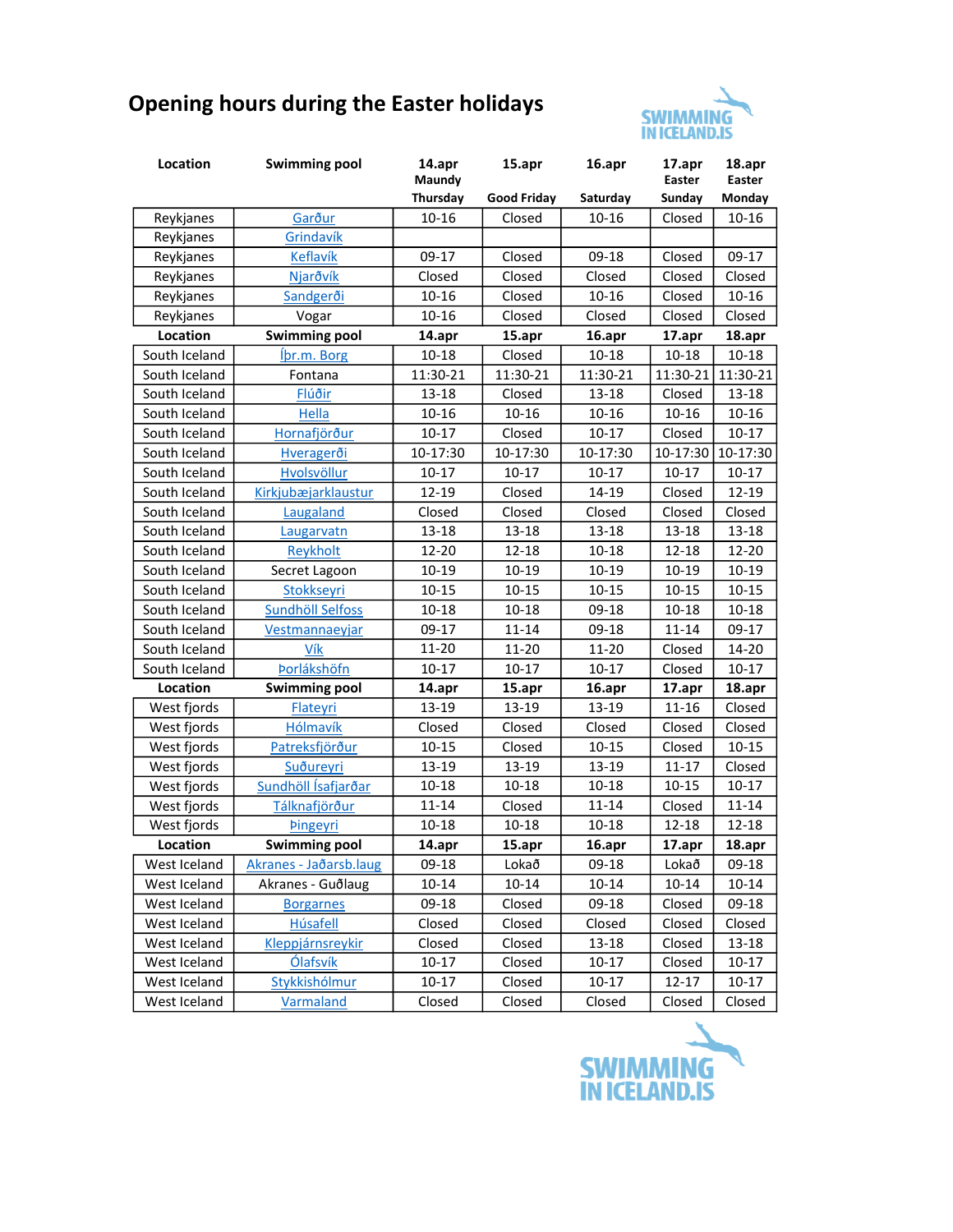# Opening hours during the Easter holidays

| Location | Swimming pool | 14.apr Maundy Thursday | 15.apr Good Friday | 16.apr Saturday | 17.apr Easter Sunday | 18.apr Easter Monday |
|---|---|---|---|---|---|---|
| Reykjanes | Garður | 10-16 | Closed | 10-16 | Closed | 10-16 |
| Reykjanes | Grindavík | | | | | |
| Reykjanes | Keflavík | 09-17 | Closed | 09-18 | Closed | 09-17 |
| Reykjanes | Njarðvík | Closed | Closed | Closed | Closed | Closed |
| Reykjanes | Sandgerði | 10-16 | Closed | 10-16 | Closed | 10-16 |
| Reykjanes | Vogar | 10-16 | Closed | Closed | Closed | Closed |
| **Location** | **Swimming pool** | **14.apr** | **15.apr** | **16.apr** | **17.apr** | **18.apr** |
| South Iceland | Íþr.m. Borg | 10-18 | Closed | 10-18 | 10-18 | 10-18 |
| South Iceland | Fontana | 11:30-21 | 11:30-21 | 11:30-21 | 11:30-21 | 11:30-21 |
| South Iceland | Flúðir | 13-18 | Closed | 13-18 | Closed | 13-18 |
| South Iceland | Hella | 10-16 | 10-16 | 10-16 | 10-16 | 10-16 |
| South Iceland | Hornafjörður | 10-17 | Closed | 10-17 | Closed | 10-17 |
| South Iceland | Hveragerði | 10-17:30 | 10-17:30 | 10-17:30 | 10-17:30 | 10-17:30 |
| South Iceland | Hvolsvöllur | 10-17 | 10-17 | 10-17 | 10-17 | 10-17 |
| South Iceland | Kirkjubæjarklaustur | 12-19 | Closed | 14-19 | Closed | 12-19 |
| South Iceland | Laugaland | Closed | Closed | Closed | Closed | Closed |
| South Iceland | Laugarvatn | 13-18 | 13-18 | 13-18 | 13-18 | 13-18 |
| South Iceland | Reykholt | 12-20 | 12-18 | 10-18 | 12-18 | 12-20 |
| South Iceland | Secret Lagoon | 10-19 | 10-19 | 10-19 | 10-19 | 10-19 |
| South Iceland | Stokkseyri | 10-15 | 10-15 | 10-15 | 10-15 | 10-15 |
| South Iceland | Sundhöll Selfoss | 10-18 | 10-18 | 09-18 | 10-18 | 10-18 |
| South Iceland | Vestmannaeyjar | 09-17 | 11-14 | 09-18 | 11-14 | 09-17 |
| South Iceland | Vík | 11-20 | 11-20 | 11-20 | Closed | 14-20 |
| South Iceland | Þorlákshöfn | 10-17 | 10-17 | 10-17 | Closed | 10-17 |
| **Location** | **Swimming pool** | **14.apr** | **15.apr** | **16.apr** | **17.apr** | **18.apr** |
| West fjords | Flateyri | 13-19 | 13-19 | 13-19 | 11-16 | Closed |
| West fjords | Hólmavík | Closed | Closed | Closed | Closed | Closed |
| West fjords | Patreksfjörður | 10-15 | Closed | 10-15 | Closed | 10-15 |
| West fjords | Suðureyri | 13-19 | 13-19 | 13-19 | 11-17 | Closed |
| West fjords | Sundhöll Ísafjarðar | 10-18 | 10-18 | 10-18 | 10-15 | 10-17 |
| West fjords | Tálknafjörður | 11-14 | Closed | 11-14 | Closed | 11-14 |
| West fjords | Þingeyri | 10-18 | 10-18 | 10-18 | 12-18 | 12-18 |
| **Location** | **Swimming pool** | **14.apr** | **15.apr** | **16.apr** | **17.apr** | **18.apr** |
| West Iceland | Akranes - Jaðarsb.laug | 09-18 | Lokað | 09-18 | Lokað | 09-18 |
| West Iceland | Akranes - Guðlaug | 10-14 | 10-14 | 10-14 | 10-14 | 10-14 |
| West Iceland | Borgarnes | 09-18 | Closed | 09-18 | Closed | 09-18 |
| West Iceland | Húsafell | Closed | Closed | Closed | Closed | Closed |
| West Iceland | Kleppjárnsreykir | Closed | Closed | 13-18 | Closed | 13-18 |
| West Iceland | Ólafsvík | 10-17 | Closed | 10-17 | Closed | 10-17 |
| West Iceland | Stykkishólmur | 10-17 | Closed | 10-17 | 12-17 | 10-17 |
| West Iceland | Varmaland | Closed | Closed | Closed | Closed | Closed |